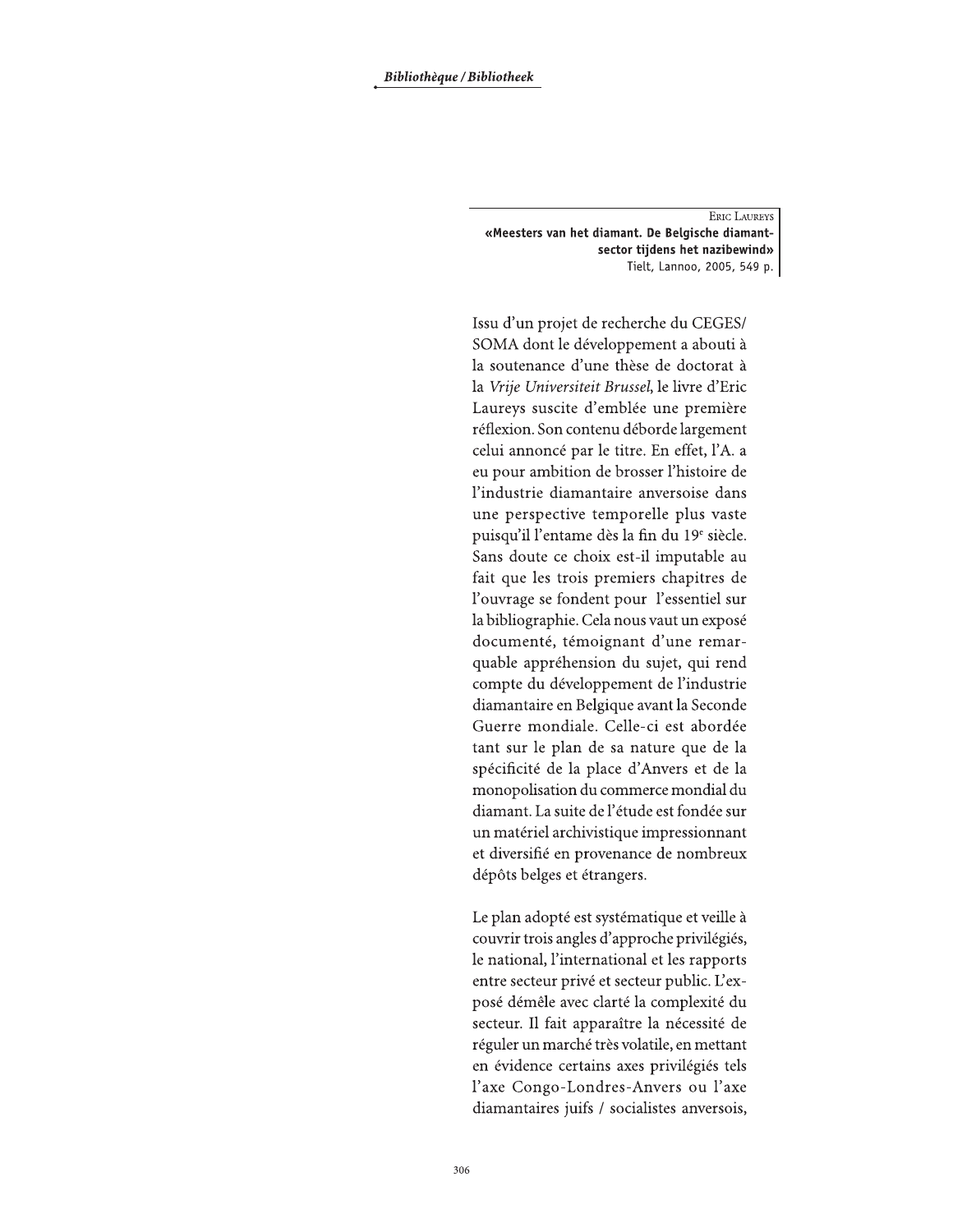Eric Laureys

**«Meesters van het diamant. De Belgische diamantsector tijdens het nazibewind»**

Tielt, Lannoo, 2005, 549 p.

Issu d'un projet de recherche du CEGES/SOMA dont le développement a abouti à la soutenance d'une thèse de doctorat à la *Vrije Universiteit Brussel*, le livre d'Eric Laureys suscite d'emblée une première réflexion. Son contenu déborde largement celui annoncé par le titre. En effet, l'A. a eu pour ambition de brosser l'histoire de l'industrie diamantaire anversoise dans une perspective temporelle plus vaste puisqu'il l'entame dès la fin du 19e siècle. Sans doute ce choix est-il imputable au fait que les trois premiers chapitres de l'ouvrage se fondent pour l'essentiel sur la bibliographie. Cela nous vaut un exposé documenté, témoignant d'une remarquable appréhension du sujet, qui rend compte du développement de l'industrie diamantaire en Belgique avant la Seconde Guerre mondiale. Celle-ci est abordée tant sur le plan de sa nature que de la spécificité de la place d'Anvers et de la monopolisation du commerce mondial du diamant. La suite de l'étude est fondée sur un matériel archivistique impressionnant et diversifié en provenance de nombreux dépôts belges et étrangers.

Le plan adopté est systématique et veille à couvrir trois angles d'approche privilégiés, le national, l'international et les rapports entre secteur privé et secteur public. L'exposé démêle avec clarté la complexité du secteur. Il fait apparaître la nécessité de réguler un marché très volatile, en mettant en évidence certains axes privilégiés tels l'axe Congo-Londres-Anvers ou l'axe diamantaires juifs / socialistes anversois,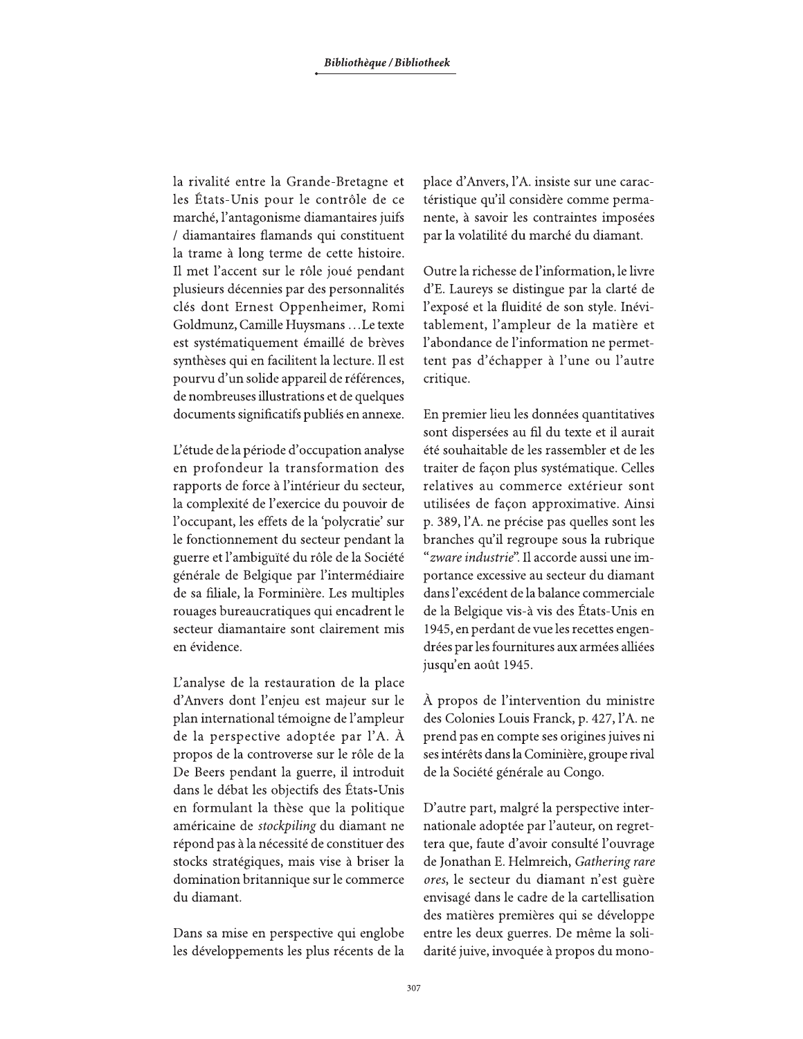la rivalité entre la Grande-Bretagne et les États-Unis pour le contrôle de ce marché, l'antagonisme diamantaires juifs / diamantaires flamands qui constituent la trame à long terme de cette histoire. Il met l'accent sur le rôle joué pendant plusieurs décennies par des personnalités clés dont Ernest Oppenheimer, Romi Goldmunz, Camille Huysmans ... Le texte est systématiquement émaillé de brèves synthèses qui en facilitent la lecture. Il est pourvu d'un solide appareil de références, de nombreuses illustrations et de quelques documents significatifs publiés en annexe.

L'étude de la période d'occupation analyse en profondeur la transformation des rapports de force à l'intérieur du secteur, la complexité de l'exercice du pouvoir de l'occupant, les effets de la 'polycratie' sur le fonctionnement du secteur pendant la guerre et l'ambiguïté du rôle de la Société générale de Belgique par l'intermédiaire de sa filiale, la Forminière. Les multiples rouages bureaucratiques qui encadrent le secteur diamantaire sont clairement mis en évidence.

L'analyse de la restauration de la place d'Anvers dont l'enjeu est majeur sur le plan international témoigne de l'ampleur de la perspective adoptée par l'A. À propos de la controverse sur le rôle de la De Beers pendant la guerre, il introduit dans le débat les objectifs des États-Unis en formulant la thèse que la politique américaine de *stockpiling* du diamant ne répond pas à la nécessité de constituer des stocks stratégiques, mais vise à briser la domination britannique sur le commerce du diamant.

Dans sa mise en perspective qui englobe les développements les plus récents de la place d'Anvers, l'A. insiste sur une caractéristique qu'il considère comme permanente, à savoir les contraintes imposées par la volatilité du marché du diamant.

Outre la richesse de l'information, le livre d'E. Laureys se distingue par la clarté de l'exposé et la fluidité de son style. Inévitablement, l'ampleur de la matière et l'abondance de l'information ne permettent pas d'échapper à l'une ou l'autre critique.

En premier lieu les données quantitatives sont dispersées au fil du texte et il aurait été souhaitable de les rassembler et de les traiter de façon plus systématique. Celles relatives au commerce extérieur sont utilisées de façon approximative. Ainsi p. 389, l'A. ne précise pas quelles sont les branches qu'il regroupe sous la rubrique "*zware industrie*". Il accorde aussi une importance excessive au secteur du diamant dans l'excédent de la balance commerciale de la Belgique vis-à vis des États-Unis en 1945, en perdant de vue les recettes engendrées par les fournitures aux armées alliées jusqu'en août 1945.

À propos de l'intervention du ministre des Colonies Louis Franck, p. 427, l'A. ne prend pas en compte ses origines juives ni ses intérêts dans la Cominière, groupe rival de la Société générale au Congo.

D'autre part, malgré la perspective internationale adoptée par l'auteur, on regrettera que, faute d'avoir consulté l'ouvrage de Jonathan E. Helmreich, *Gathering rare ores*, le secteur du diamant n'est guère envisagé dans le cadre de la cartellisation des matières premières qui se développe entre les deux guerres. De même la solidarité juive, invoquée à propos du mono-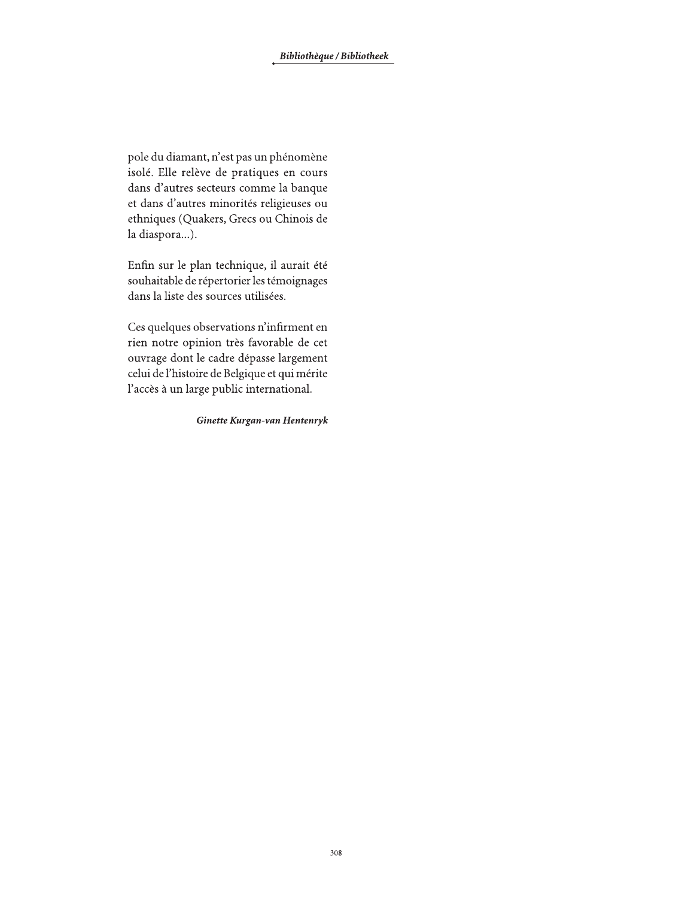pole du diamant, n'est pas un phénomène isolé. Elle relève de pratiques en cours dans d'autres secteurs comme la banque et dans d'autres minorités religieuses ou ethniques (Quakers, Grecs ou Chinois de la diaspora...).

Enfin sur le plan technique, il aurait été souhaitable de répertorier les témoignages dans la liste des sources utilisées.

Ces quelques observations n'infirment en rien notre opinion très favorable de cet ouvrage dont le cadre dépasse largement celui de l'histoire de Belgique et qui mérite l'accès à un large public international.

***Ginette Kurgan-van Hentenryk***